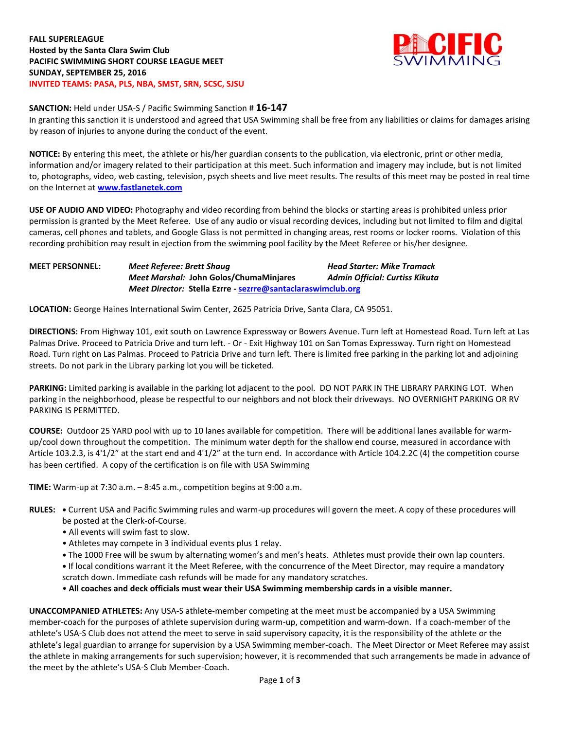**FALL SUPERLEAGUE**
**Hosted by the Santa Clara Swim Club**
**PACIFIC SWIMMING SHORT COURSE LEAGUE MEET**
**SUNDAY, SEPTEMBER 25, 2016**
**INVITED TEAMS: PASA, PLS, NBA, SMST, SRN, SCSC, SJSU**

**SANCTION:** Held under USA-S / Pacific Swimming Sanction # **16-147**
In granting this sanction it is understood and agreed that USA Swimming shall be free from any liabilities or claims for damages arising by reason of injuries to anyone during the conduct of the event.

**NOTICE:** By entering this meet, the athlete or his/her guardian consents to the publication, via electronic, print or other media, information and/or imagery related to their participation at this meet. Such information and imagery may include, but is not limited to, photographs, video, web casting, television, psych sheets and live meet results. The results of this meet may be posted in real time on the Internet at [www.fastlanetek.com](http://www.fastlanetek.com)

**USE OF AUDIO AND VIDEO:** Photography and video recording from behind the blocks or starting areas is prohibited unless prior permission is granted by the Meet Referee. Use of any audio or visual recording devices, including but not limited to film and digital cameras, cell phones and tablets, and Google Glass is not permitted in changing areas, rest rooms or locker rooms. Violation of this recording prohibition may result in ejection from the swimming pool facility by the Meet Referee or his/her designee.

**MEET PERSONNEL:**
*Meet Referee: Brett Shaug* — *Head Starter: Mike Tramack*
*Meet Marshal:* John Golos/ChumaMinjares — *Admin Official: Curtiss Kikuta*
*Meet Director:* Stella Ezrre - sezrre@santaclaraswimclub.org

**LOCATION:** George Haines International Swim Center, 2625 Patricia Drive, Santa Clara, CA 95051.

**DIRECTIONS:** From Highway 101, exit south on Lawrence Expressway or Bowers Avenue. Turn left at Homestead Road. Turn left at Las Palmas Drive. Proceed to Patricia Drive and turn left. - Or - Exit Highway 101 on San Tomas Expressway. Turn right on Homestead Road. Turn right on Las Palmas. Proceed to Patricia Drive and turn left. There is limited free parking in the parking lot and adjoining streets. Do not park in the Library parking lot you will be ticketed.

**PARKING:** Limited parking is available in the parking lot adjacent to the pool. DO NOT PARK IN THE LIBRARY PARKING LOT. When parking in the neighborhood, please be respectful to our neighbors and not block their driveways. NO OVERNIGHT PARKING OR RV PARKING IS PERMITTED.

**COURSE:** Outdoor 25 YARD pool with up to 10 lanes available for competition. There will be additional lanes available for warm-up/cool down throughout the competition. The minimum water depth for the shallow end course, measured in accordance with Article 103.2.3, is 4'1/2" at the start end and 4'1/2" at the turn end. In accordance with Article 104.2.2C (4) the competition course has been certified. A copy of the certification is on file with USA Swimming

**TIME:** Warm-up at 7:30 a.m. – 8:45 a.m., competition begins at 9:00 a.m.

**RULES:**
- Current USA and Pacific Swimming rules and warm-up procedures will govern the meet. A copy of these procedures will be posted at the Clerk-of-Course.
- All events will swim fast to slow.
- Athletes may compete in 3 individual events plus 1 relay.
- The 1000 Free will be swum by alternating women's and men's heats. Athletes must provide their own lap counters.
- If local conditions warrant it the Meet Referee, with the concurrence of the Meet Director, may require a mandatory scratch down. Immediate cash refunds will be made for any mandatory scratches.
- **All coaches and deck officials must wear their USA Swimming membership cards in a visible manner.**

**UNACCOMPANIED ATHLETES:** Any USA-S athlete-member competing at the meet must be accompanied by a USA Swimming member-coach for the purposes of athlete supervision during warm-up, competition and warm-down. If a coach-member of the athlete's USA-S Club does not attend the meet to serve in said supervisory capacity, it is the responsibility of the athlete or the athlete's legal guardian to arrange for supervision by a USA Swimming member-coach. The Meet Director or Meet Referee may assist the athlete in making arrangements for such supervision; however, it is recommended that such arrangements be made in advance of the meet by the athlete's USA-S Club Member-Coach.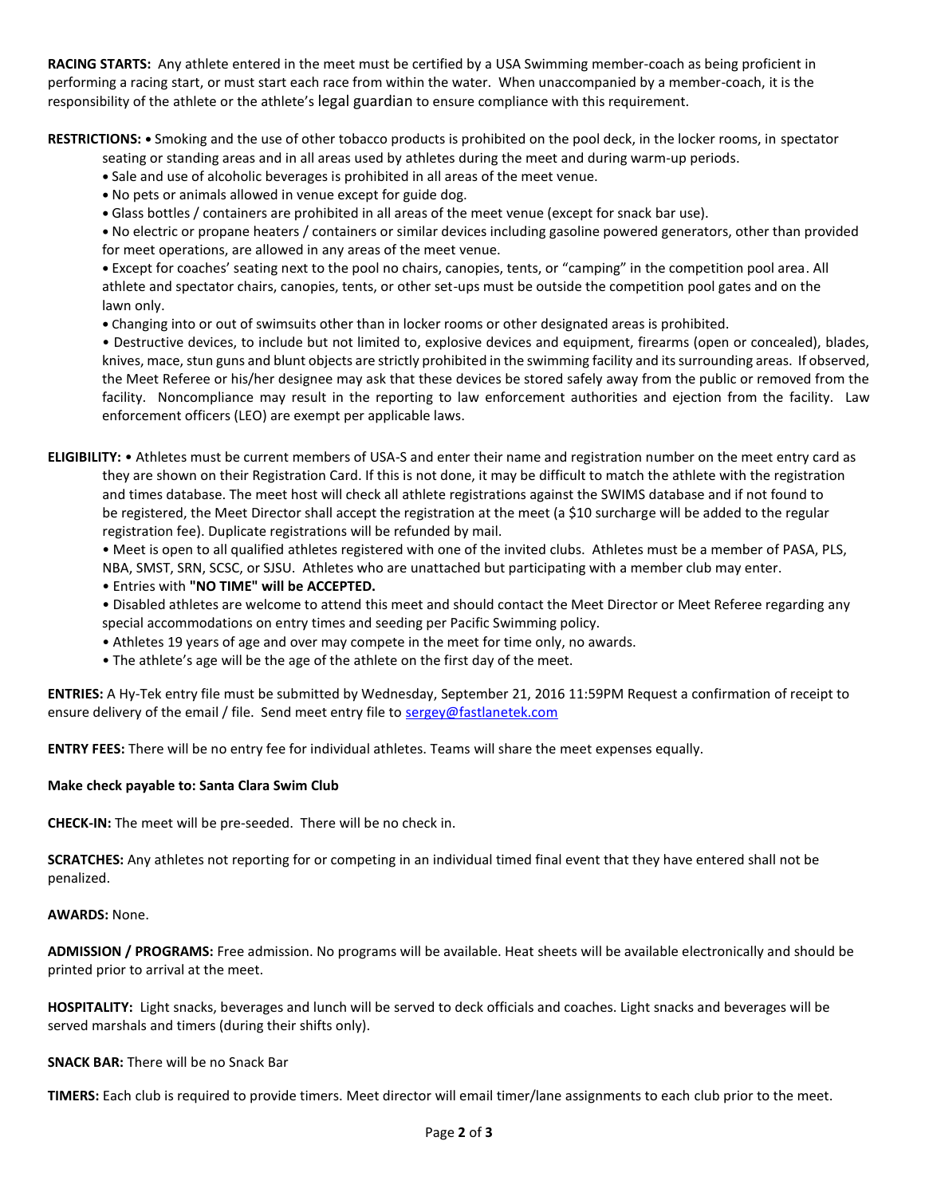**RACING STARTS:** Any athlete entered in the meet must be certified by a USA Swimming member-coach as being proficient in performing a racing start, or must start each race from within the water. When unaccompanied by a member-coach, it is the responsibility of the athlete or the athlete's legal guardian to ensure compliance with this requirement.

**RESTRICTIONS:** • Smoking and the use of other tobacco products is prohibited on the pool deck, in the locker rooms, in spectator seating or standing areas and in all areas used by athletes during the meet and during warm-up periods.

- Sale and use of alcoholic beverages is prohibited in all areas of the meet venue.
- No pets or animals allowed in venue except for guide dog.
- Glass bottles / containers are prohibited in all areas of the meet venue (except for snack bar use).
- No electric or propane heaters / containers or similar devices including gasoline powered generators, other than provided for meet operations, are allowed in any areas of the meet venue.
- Except for coaches' seating next to the pool no chairs, canopies, tents, or "camping" in the competition pool area. All athlete and spectator chairs, canopies, tents, or other set-ups must be outside the competition pool gates and on the lawn only.
- Changing into or out of swimsuits other than in locker rooms or other designated areas is prohibited.
- Destructive devices, to include but not limited to, explosive devices and equipment, firearms (open or concealed), blades, knives, mace, stun guns and blunt objects are strictly prohibited in the swimming facility and its surrounding areas. If observed, the Meet Referee or his/her designee may ask that these devices be stored safely away from the public or removed from the facility. Noncompliance may result in the reporting to law enforcement authorities and ejection from the facility. Law enforcement officers (LEO) are exempt per applicable laws.

**ELIGIBILITY:** • Athletes must be current members of USA-S and enter their name and registration number on the meet entry card as they are shown on their Registration Card. If this is not done, it may be difficult to match the athlete with the registration and times database. The meet host will check all athlete registrations against the SWIMS database and if not found to be registered, the Meet Director shall accept the registration at the meet (a $10 surcharge will be added to the regular registration fee). Duplicate registrations will be refunded by mail.

- Meet is open to all qualified athletes registered with one of the invited clubs. Athletes must be a member of PASA, PLS, NBA, SMST, SRN, SCSC, or SJSU. Athletes who are unattached but participating with a member club may enter.
- Entries with **"NO TIME" will be ACCEPTED.**
- Disabled athletes are welcome to attend this meet and should contact the Meet Director or Meet Referee regarding any special accommodations on entry times and seeding per Pacific Swimming policy.
- Athletes 19 years of age and over may compete in the meet for time only, no awards.
- The athlete's age will be the age of the athlete on the first day of the meet.

**ENTRIES:** A Hy-Tek entry file must be submitted by Wednesday, September 21, 2016 11:59PM Request a confirmation of receipt to ensure delivery of the email / file. Send meet entry file to sergey@fastlanetek.com

**ENTRY FEES:** There will be no entry fee for individual athletes. Teams will share the meet expenses equally.

**Make check payable to: Santa Clara Swim Club**

**CHECK-IN:** The meet will be pre-seeded. There will be no check in.

**SCRATCHES:** Any athletes not reporting for or competing in an individual timed final event that they have entered shall not be penalized.

**AWARDS:** None.

**ADMISSION / PROGRAMS:** Free admission. No programs will be available. Heat sheets will be available electronically and should be printed prior to arrival at the meet.

**HOSPITALITY:** Light snacks, beverages and lunch will be served to deck officials and coaches. Light snacks and beverages will be served marshals and timers (during their shifts only).

**SNACK BAR:** There will be no Snack Bar

**TIMERS:** Each club is required to provide timers. Meet director will email timer/lane assignments to each club prior to the meet.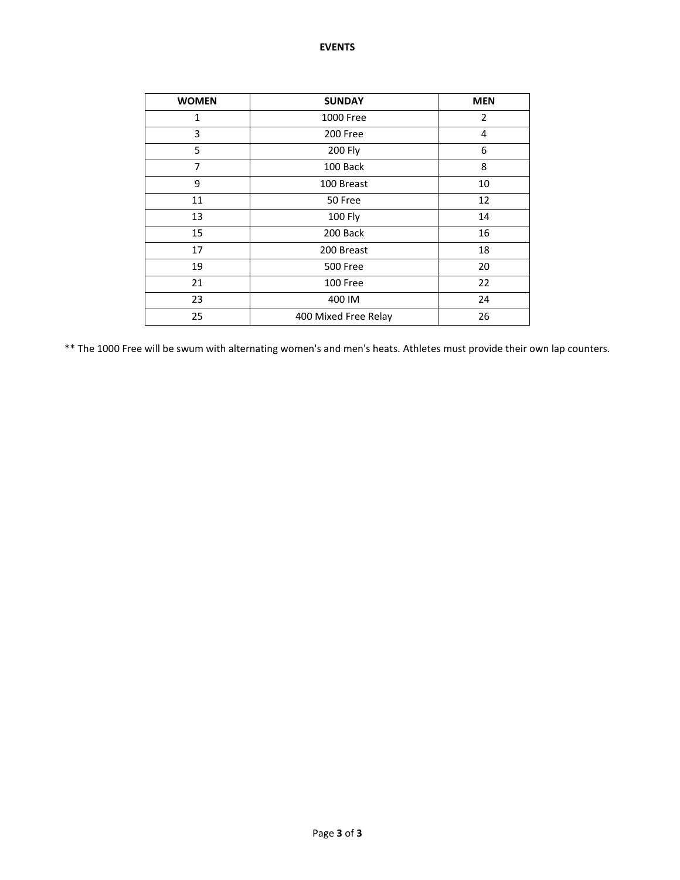# EVENTS

| WOMEN | SUNDAY | MEN |
|---|---|---|
| 1 | 1000 Free | 2 |
| 3 | 200 Free | 4 |
| 5 | 200 Fly | 6 |
| 7 | 100 Back | 8 |
| 9 | 100 Breast | 10 |
| 11 | 50 Free | 12 |
| 13 | 100 Fly | 14 |
| 15 | 200 Back | 16 |
| 17 | 200 Breast | 18 |
| 19 | 500 Free | 20 |
| 21 | 100 Free | 22 |
| 23 | 400 IM | 24 |
| 25 | 400 Mixed Free Relay | 26 |

** The 1000 Free will be swum with alternating women's and men's heats. Athletes must provide their own lap counters.